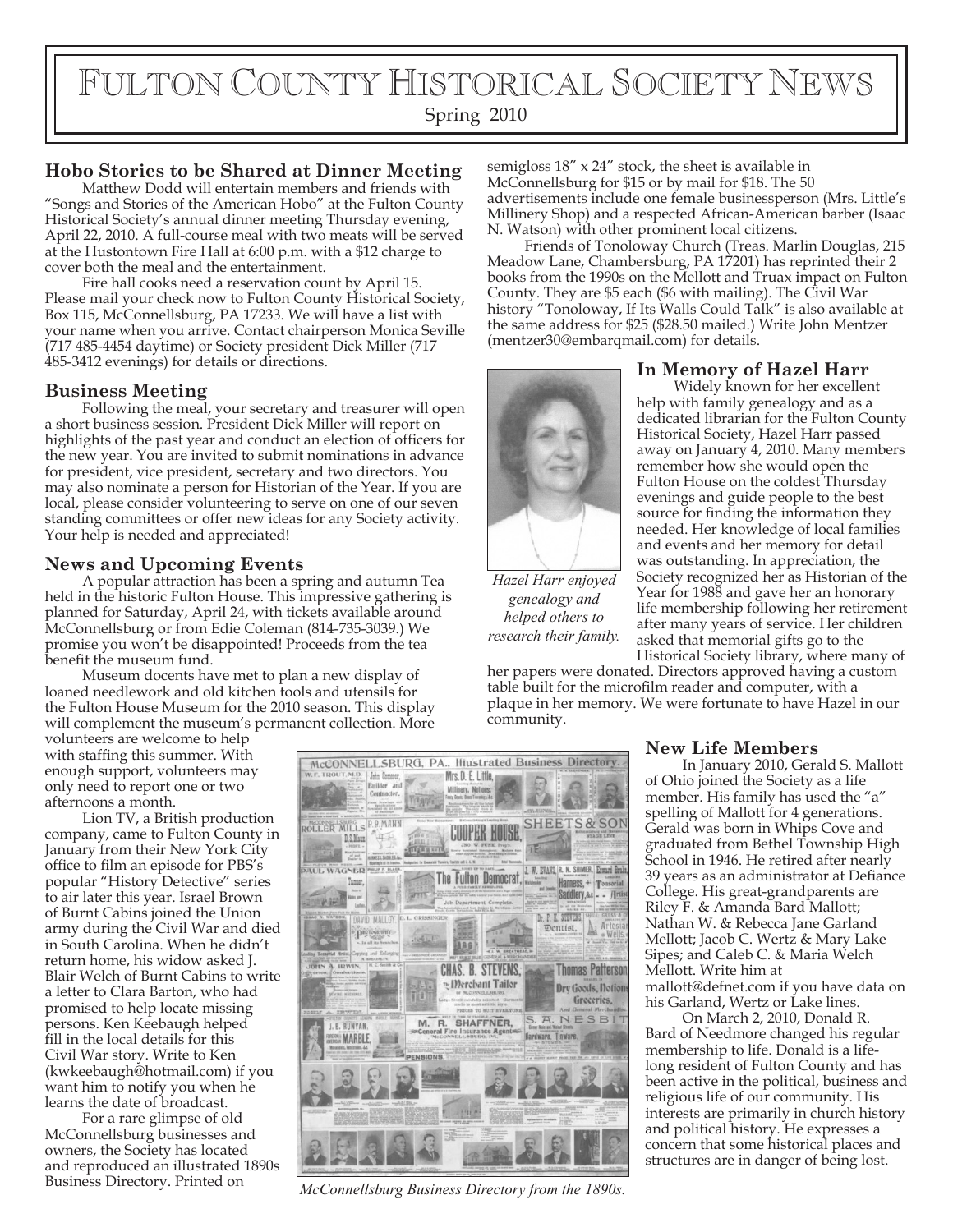# Fulton County Historical Society News

Spring 2010

### Hobo Stories to be Shared at Dinner Meeting

Matthew Dodd will entertain members and friends with "Songs and Stories of the American Hobo" at the Fulton County Historical Society's annual dinner meeting Thursday evening, April 22, 2010. A full-course meal with two meats will be served at the Hustontown Fire Hall at 6:00 p.m. with a $12 charge to cover both the meal and the entertainment.

Fire hall cooks need a reservation count by April 15. Please mail your check now to Fulton County Historical Society, Box 115, McConnellsburg, PA 17233. We will have a list with your name when you arrive. Contact chairperson Monica Seville (717 485-4454 daytime) or Society president Dick Miller (717 485-3412 evenings) for details or directions.

### Business Meeting

Following the meal, your secretary and treasurer will open a short business session. President Dick Miller will report on highlights of the past year and conduct an election of officers for the new year. You are invited to submit nominations in advance for president, vice president, secretary and two directors. You may also nominate a person for Historian of the Year. If you are local, please consider volunteering to serve on one of our seven standing committees or offer new ideas for any Society activity. Your help is needed and appreciated!

### News and Upcoming Events

A popular attraction has been a spring and autumn Tea held in the historic Fulton House. This impressive gathering is planned for Saturday, April 24, with tickets available around McConnellsburg or from Edie Coleman (814-735-3039.) We promise you won't be disappointed! Proceeds from the tea benefit the museum fund.

Museum docents have met to plan a new display of loaned needlework and old kitchen tools and utensils for the Fulton House Museum for the 2010 season. This display will complement the museum's permanent collection. More volunteers are welcome to help with staffing this summer. With enough support, volunteers may only need to report one or two afternoons a month.

Lion TV, a British production company, came to Fulton County in January from their New York City office to film an episode for PBS's popular "History Detective" series to air later this year. Israel Brown of Burnt Cabins joined the Union army during the Civil War and died in South Carolina. When he didn't return home, his widow asked J. Blair Welch of Burnt Cabins to write a letter to Clara Barton, who had promised to help locate missing persons. Ken Keebaugh helped fill in the local details for this Civil War story. Write to Ken (kwkeebaugh@hotmail.com) if you want him to notify you when he learns the date of broadcast.

For a rare glimpse of old McConnellsburg businesses and owners, the Society has located and reproduced an illustrated 1890s Business Directory. Printed on semigloss 18" x 24" stock, the sheet is available in McConnellsburg for $15 or by mail for $18. The 50 advertisements include one female businessperson (Mrs. Little's Millinery Shop) and a respected African-American barber (Isaac N. Watson) with other prominent local citizens.

*McConnellsburg Business Directory from the 1890s.*

Friends of Tonoloway Church (Treas. Marlin Douglas, 215 Meadow Lane, Chambersburg, PA 17201) has reprinted their 2 books from the 1990s on the Mellott and Truax impact on Fulton County. They are $5 each ($6 with mailing). The Civil War history "Tonoloway, If Its Walls Could Talk" is also available at the same address for $25 ($28.50 mailed.) Write John Mentzer (mentzer30@embarqmail.com) for details.

### In Memory of Hazel Harr

*Hazel Harr enjoyed genealogy and helped others to research their family.*

Widely known for her excellent help with family genealogy and as a dedicated librarian for the Fulton County Historical Society, Hazel Harr passed away on January 4, 2010. Many members remember how she would open the Fulton House on the coldest Thursday evenings and guide people to the best source for finding the information they needed. Her knowledge of local families and events and her memory for detail was outstanding. In appreciation, the Society recognized her as Historian of the Year for 1988 and gave her an honorary life membership following her retirement after many years of service. Her children asked that memorial gifts go to the Historical Society library, where many of her papers were donated. Directors approved having a custom table built for the microfilm reader and computer, with a plaque in her memory. We were fortunate to have Hazel in our community.

### New Life Members

In January 2010, Gerald S. Mallott of Ohio joined the Society as a life member. His family has used the "a" spelling of Mallott for 4 generations. Gerald was born in Whips Cove and graduated from Bethel Township High School in 1946. He retired after nearly 39 years as an administrator at Defiance College. His great-grandparents are Riley F. & Amanda Bard Mallott; Nathan W. & Rebecca Jane Garland Mellott; Jacob C. Wertz & Mary Lake Sipes; and Caleb C. & Maria Welch Mellott. Write him at mallott@defnet.com if you have data on his Garland, Wertz or Lake lines.

On March 2, 2010, Donald R. Bard of Needmore changed his regular membership to life. Donald is a life-long resident of Fulton County and has been active in the political, business and religious life of our community. His interests are primarily in church history and political history. He expresses a concern that some historical places and structures are in danger of being lost.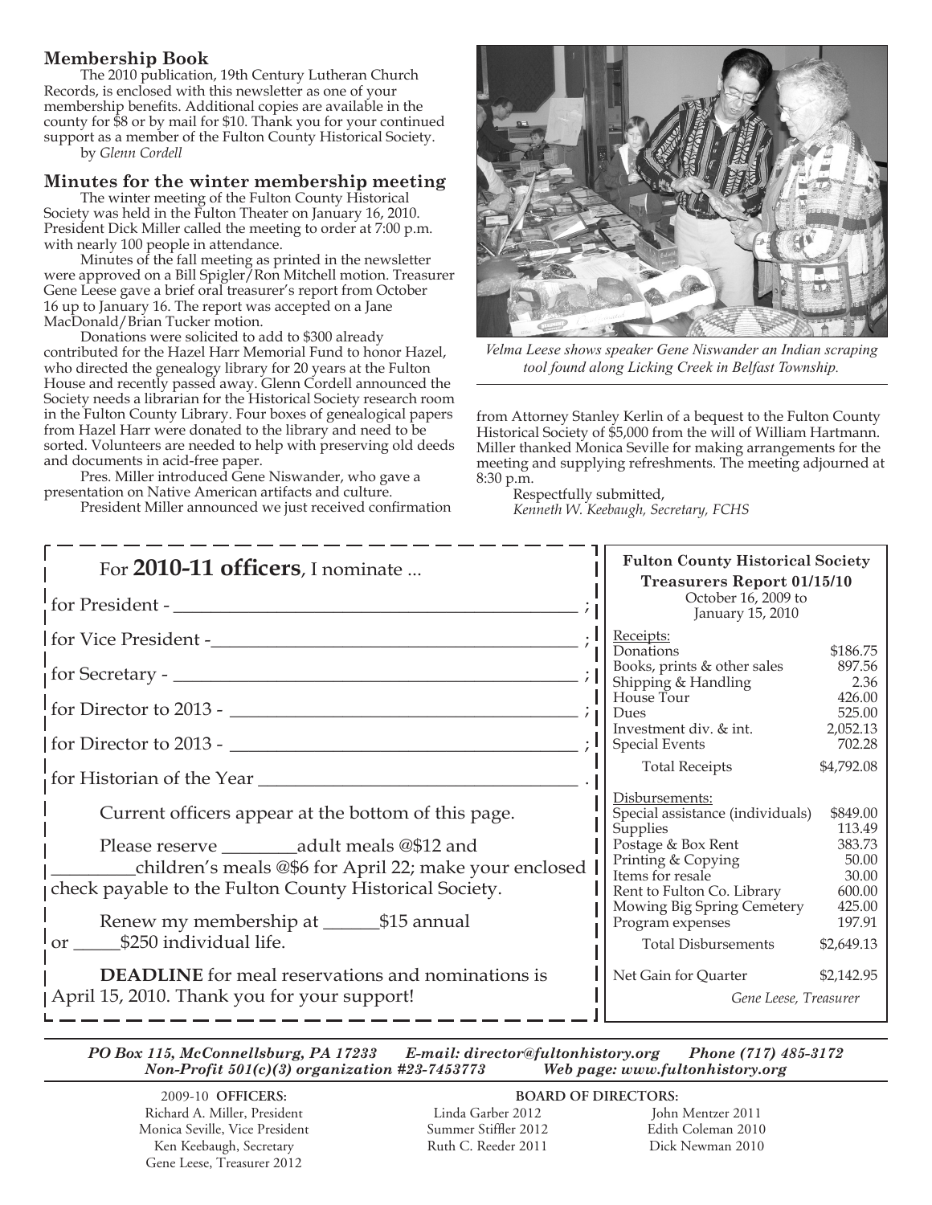## Membership Book

The 2010 publication, 19th Century Lutheran Church Records, is enclosed with this newsletter as one of your membership benefits. Additional copies are available in the county for $8 or by mail for $10. Thank you for your continued support as a member of the Fulton County Historical Society.

by *Glenn Cordell*

## Minutes for the winter membership meeting

The winter meeting of the Fulton County Historical Society was held in the Fulton Theater on January 16, 2010. President Dick Miller called the meeting to order at 7:00 p.m. with nearly 100 people in attendance.

Minutes of the fall meeting as printed in the newsletter were approved on a Bill Spigler/Ron Mitchell motion. Treasurer Gene Leese gave a brief oral treasurer's report from October 16 up to January 16. The report was accepted on a Jane MacDonald/Brian Tucker motion.

Donations were solicited to add to $300 already contributed for the Hazel Harr Memorial Fund to honor Hazel, who directed the genealogy library for 20 years at the Fulton House and recently passed away. Glenn Cordell announced the Society needs a librarian for the Historical Society research room in the Fulton County Library. Four boxes of genealogical papers from Hazel Harr were donated to the library and need to be sorted. Volunteers are needed to help with preserving old deeds and documents in acid-free paper.

Pres. Miller introduced Gene Niswander, who gave a presentation on Native American artifacts and culture.

President Miller announced we just received confirmation from Attorney Stanley Kerlin of a bequest to the Fulton County Historical Society of $5,000 from the will of William Hartmann. Miller thanked Monica Seville for making arrangements for the meeting and supplying refreshments. The meeting adjourned at 8:30 p.m.

Respectfully submitted,
*Kenneth W. Keebaugh, Secretary, FCHS*

*Velma Leese shows speaker Gene Niswander an Indian scraping tool found along Licking Creek in Belfast Township.*

For **2010-11 officers**, I nominate ...

for President - ________________________________________ ;

for Vice President -_____________________________________ ;

for Secretary - _________________________________________ ;

for Director to 2013 - ___________________________________ ;

for Director to 2013 - ___________________________________ ;

for Historian of the Year _________________________________ .

Current officers appear at the bottom of this page.

Please reserve ________adult meals @$12 and _________children's meals @$6 for April 22; make your enclosed check payable to the Fulton County Historical Society.

Renew my membership at ______$15 annual or _____$250 individual life.

**DEADLINE** for meal reservations and nominations is April 15, 2010. Thank you for your support!

**Fulton County Historical Society**
**Treasurers Report 01/15/10**
October 16, 2009 to January 15, 2010

| | |
|---|---|
| Receipts: | |
| Donations | $186.75 |
| Books, prints & other sales | 897.56 |
| Shipping & Handling | 2.36 |
| House Tour | 426.00 |
| Dues | 525.00 |
| Investment div. & int. | 2,052.13 |
| Special Events | 702.28 |
| Total Receipts | $4,792.08 |
| Disbursements: | |
| Special assistance (individuals) | $849.00 |
| Supplies | 113.49 |
| Postage & Box Rent | 383.73 |
| Printing & Copying | 50.00 |
| Items for resale | 30.00 |
| Rent to Fulton Co. Library | 600.00 |
| Mowing Big Spring Cemetery | 425.00 |
| Program expenses | 197.91 |
| Total Disbursements | $2,649.13 |
| Net Gain for Quarter | $2,142.95 |

*Gene Leese, Treasurer*

*PO Box 115, McConnellsburg, PA 17233 E-mail: director@fultonhistory.org Phone (717) 485-3172*
*Non-Profit 501(c)(3) organization #23-7453773 Web page: www.fultonhistory.org*

2009-10 **OFFICERS:**
Richard A. Miller, President
Monica Seville, Vice President
Ken Keebaugh, Secretary
Gene Leese, Treasurer 2012

**BOARD OF DIRECTORS:**
Linda Garber 2012
Summer Stiffler 2012
Ruth C. Reeder 2011
John Mentzer 2011
Edith Coleman 2010
Dick Newman 2010